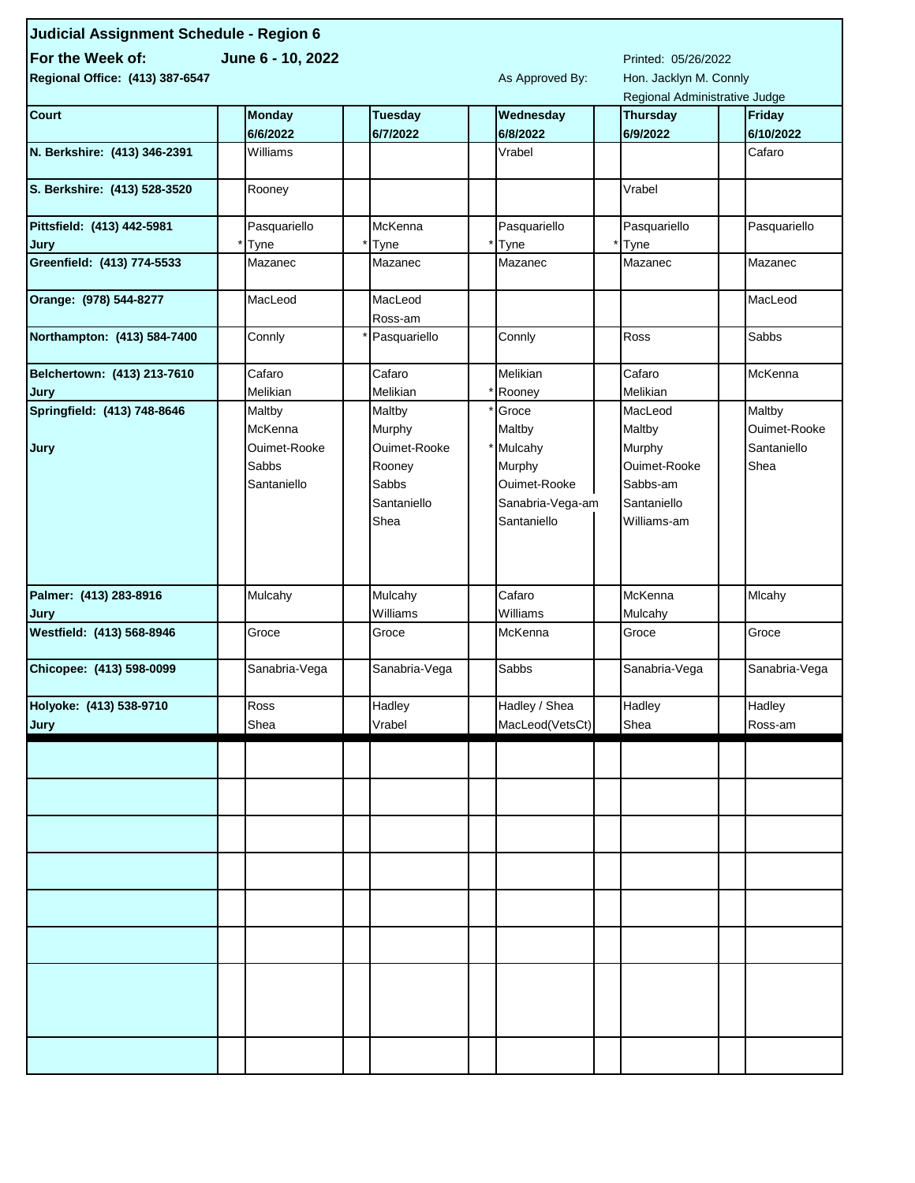**Judicial Assignment Schedule - Region 6**

**For the Week of:** **June 6 - 10, 2022**

Printed: 05/26/2022

**Regional Office: (413) 387-6547**

As Approved By: Hon. Jacklyn M. Connly
Regional Administrative Judge

| Court | | Monday 6/6/2022 | | Tuesday 6/7/2022 | | Wednesday 6/8/2022 | | Thursday 6/9/2022 | | Friday 6/10/2022 |
|---|---|---|---|---|---|---|---|---|---|---|
| N. Berkshire: (413) 346-2391 | | Williams | | | | Vrabel | | | | Cafaro |
| S. Berkshire: (413) 528-3520 | | Rooney | | | | | | Vrabel | | |
| Pittsfield: (413) 442-5981 | | Pasquariello | | McKenna | | Pasquariello | | Pasquariello | | Pasquariello |
| Jury | * | Tyne | * | Tyne | * | Tyne | * | Tyne | | |
| Greenfield: (413) 774-5533 | | Mazanec | | Mazanec | | Mazanec | | Mazanec | | Mazanec |
| Orange: (978) 544-8277 | | MacLeod | | MacLeod<br>Ross-am | | | | | | MacLeod |
| Northampton: (413) 584-7400 | | Connly | * | Pasquariello | | Connly | | Ross | | Sabbs |
| Belchertown: (413) 213-7610 | | Cafaro | | Cafaro | | Melikian | | Cafaro | | McKenna |
| Jury | | Melikian | | Melikian | * | Rooney | | Melikian | | |
| Springfield: (413) 748-8646<br><br>Jury | | Maltby<br>McKenna<br>Ouimet-Rooke<br>Sabbs<br>Santaniello | | Maltby<br>Murphy<br>Ouimet-Rooke<br>Rooney<br>Sabbs<br>Santaniello<br>Shea | * | Groce<br>Maltby<br>* Mulcahy<br>Murphy<br>Ouimet-Rooke<br>Sanabria-Vega-am<br>Santaniello | | MacLeod<br>Maltby<br>Murphy<br>Ouimet-Rooke<br>Sabbs-am<br>Santaniello<br>Williams-am | | Maltby<br>Ouimet-Rooke<br>Santaniello<br>Shea |
| Palmer: (413) 283-8916 | | Mulcahy | | Mulcahy | | Cafaro | | McKenna | | Mlcahy |
| Jury | | | | Williams | | Williams | | Mulcahy | | |
| Westfield: (413) 568-8946 | | Groce | | Groce | | McKenna | | Groce | | Groce |
| Chicopee: (413) 598-0099 | | Sanabria-Vega | | Sanabria-Vega | | Sabbs | | Sanabria-Vega | | Sanabria-Vega |
| Holyoke: (413) 538-9710 | | Ross | | Hadley | | Hadley / Shea | | Hadley | | Hadley |
| Jury | | Shea | | Vrabel | | MacLeod(VetsCt) | | Shea | | Ross-am |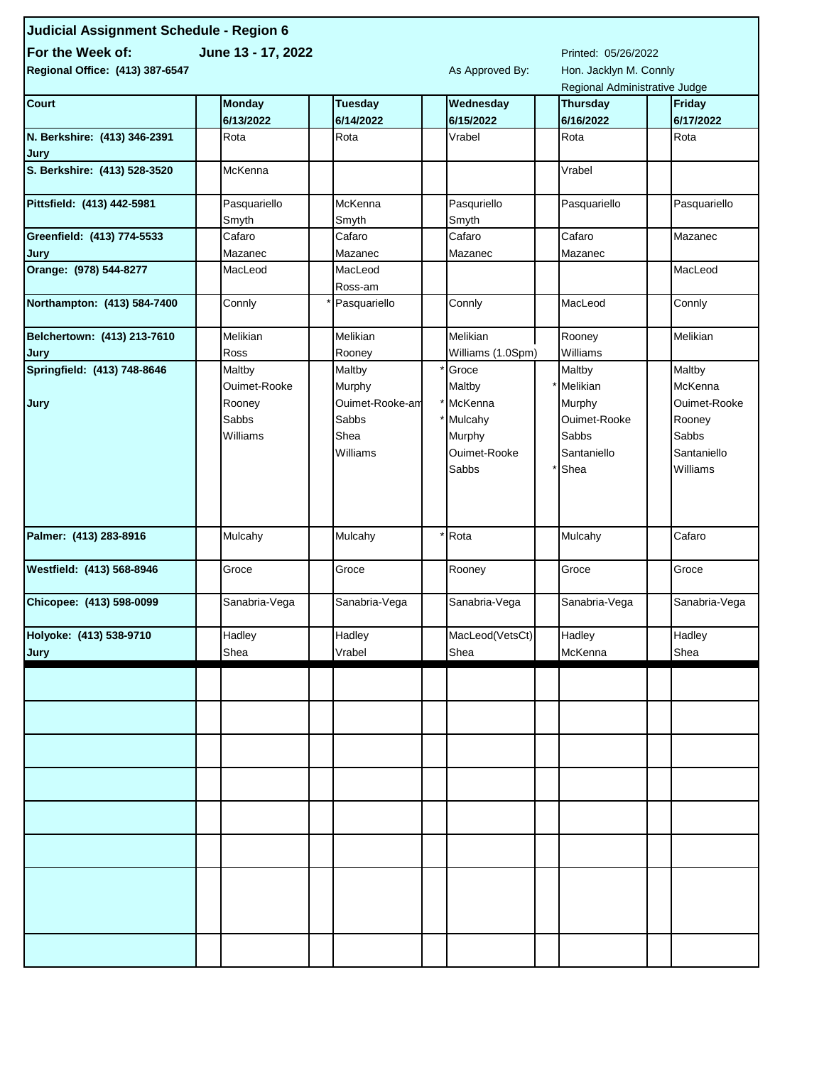## Judicial Assignment Schedule - Region 6

**For the Week of:** June 13 - 17, 2022

**Regional Office: (413) 387-6547**

Printed: 05/26/2022

As Approved By: Hon. Jacklyn M. Connly, Regional Administrative Judge

| Court | | Monday 6/13/2022 | | Tuesday 6/14/2022 | | Wednesday 6/15/2022 | | Thursday 6/16/2022 | | Friday 6/17/2022 |
|---|---|---|---|---|---|---|---|---|---|---|
| N. Berkshire: (413) 346-2391 Jury | | Rota | | Rota | | Vrabel | | Rota | | Rota |
| S. Berkshire: (413) 528-3520 | | McKenna | | | | | | Vrabel | | |
| Pittsfield: (413) 442-5981 | | Pasquariello<br>Smyth | | McKenna<br>Smyth | | Pasquriello<br>Smyth | | Pasquariello | | Pasquariello |
| Greenfield: (413) 774-5533 Jury | | Cafaro<br>Mazanec | | Cafaro<br>Mazanec | | Cafaro<br>Mazanec | | Cafaro<br>Mazanec | | Mazanec |
| Orange: (978) 544-8277 | | MacLeod | | MacLeod<br>Ross-am | | | | | | MacLeod |
| Northampton: (413) 584-7400 | | Connly | * | Pasquariello | | Connly | | MacLeod | | Connly |
| Belchertown: (413) 213-7610 Jury | | Melikian<br>Ross | | Melikian<br>Rooney | | Melikian<br>Williams (1.0Spm) | | Rooney<br>Williams | | Melikian |
| Springfield: (413) 748-8646 Jury | | Maltby<br>Ouimet-Rooke<br>Rooney<br>Sabbs<br>Williams | | Maltby<br>Murphy<br>Ouimet-Rooke-am<br>Sabbs<br>Shea<br>Williams | *<br><br>*<br>* | Groce<br>Maltby<br>McKenna<br>Mulcahy<br>Murphy<br>Ouimet-Rooke<br>Sabbs | <br>*<br><br><br><br><br>* | Maltby<br>Melikian<br>Murphy<br>Ouimet-Rooke<br>Sabbs<br>Santaniello<br>Shea | | Maltby<br>McKenna<br>Ouimet-Rooke<br>Rooney<br>Sabbs<br>Santaniello<br>Williams |
| Palmer: (413) 283-8916 | | Mulcahy | | Mulcahy | * | Rota | | Mulcahy | | Cafaro |
| Westfield: (413) 568-8946 | | Groce | | Groce | | Rooney | | Groce | | Groce |
| Chicopee: (413) 598-0099 | | Sanabria-Vega | | Sanabria-Vega | | Sanabria-Vega | | Sanabria-Vega | | Sanabria-Vega |
| Holyoke: (413) 538-9710 Jury | | Hadley<br>Shea | | Hadley<br>Vrabel | | MacLeod(VetsCt)<br>Shea | | Hadley<br>McKenna | | Hadley<br>Shea |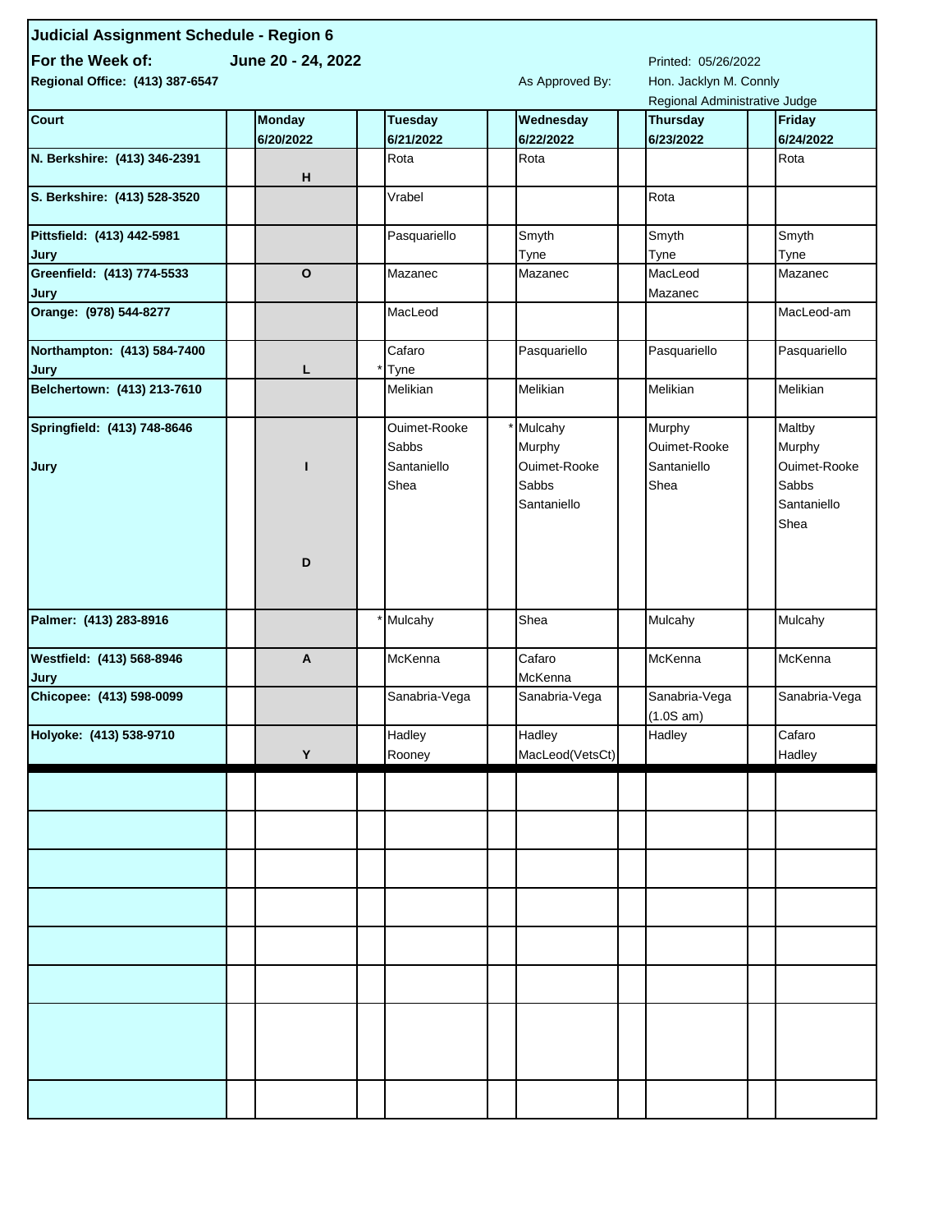**Judicial Assignment Schedule - Region 6**

**For the Week of:** **June 20 - 24, 2022**

Printed: 05/26/2022

**Regional Office: (413) 387-6547**

As Approved By: Hon. Jacklyn M. Connly
Regional Administrative Judge

| Court | | Monday 6/20/2022 | | Tuesday 6/21/2022 | | Wednesday 6/22/2022 | | Thursday 6/23/2022 | | Friday 6/24/2022 |
|---|---|---|---|---|---|---|---|---|---|---|
| N. Berkshire: (413) 346-2391 | | H | | Rota | | Rota | | | | Rota |
| S. Berkshire: (413) 528-3520 | | | | Vrabel | | | | Rota | | |
| Pittsfield: (413) 442-5981<br>Jury | | | | Pasquariello | | Smyth<br>Tyne | | Smyth<br>Tyne | | Smyth<br>Tyne |
| Greenfield: (413) 774-5533<br>Jury | | O | | Mazanec | | Mazanec | | MacLeod<br>Mazanec | | Mazanec |
| Orange: (978) 544-8277 | | | | MacLeod | | | | | | MacLeod-am |
| Northampton: (413) 584-7400<br>Jury | | L | * | Cafaro<br>Tyne | | Pasquariello | | Pasquariello | | Pasquariello |
| Belchertown: (413) 213-7610 | | | | Melikian | | Melikian | | Melikian | | Melikian |
| Springfield: (413) 748-8646<br>Jury | | I<br>D | | Ouimet-Rooke<br>Sabbs<br>Santaniello<br>Shea | * | Mulcahy<br>Murphy<br>Ouimet-Rooke<br>Sabbs<br>Santaniello | | Murphy<br>Ouimet-Rooke<br>Santaniello<br>Shea | | Maltby<br>Murphy<br>Ouimet-Rooke<br>Sabbs<br>Santaniello<br>Shea |
| Palmer: (413) 283-8916 | | | * | Mulcahy | | Shea | | Mulcahy | | Mulcahy |
| Westfield: (413) 568-8946<br>Jury | | A | | McKenna | | Cafaro<br>McKenna | | McKenna | | McKenna |
| Chicopee: (413) 598-0099 | | | | Sanabria-Vega | | Sanabria-Vega | | Sanabria-Vega<br>(1.0S am) | | Sanabria-Vega |
| Holyoke: (413) 538-9710 | | Y | | Hadley<br>Rooney | | Hadley<br>MacLeod(VetsCt) | | Hadley | | Cafaro<br>Hadley |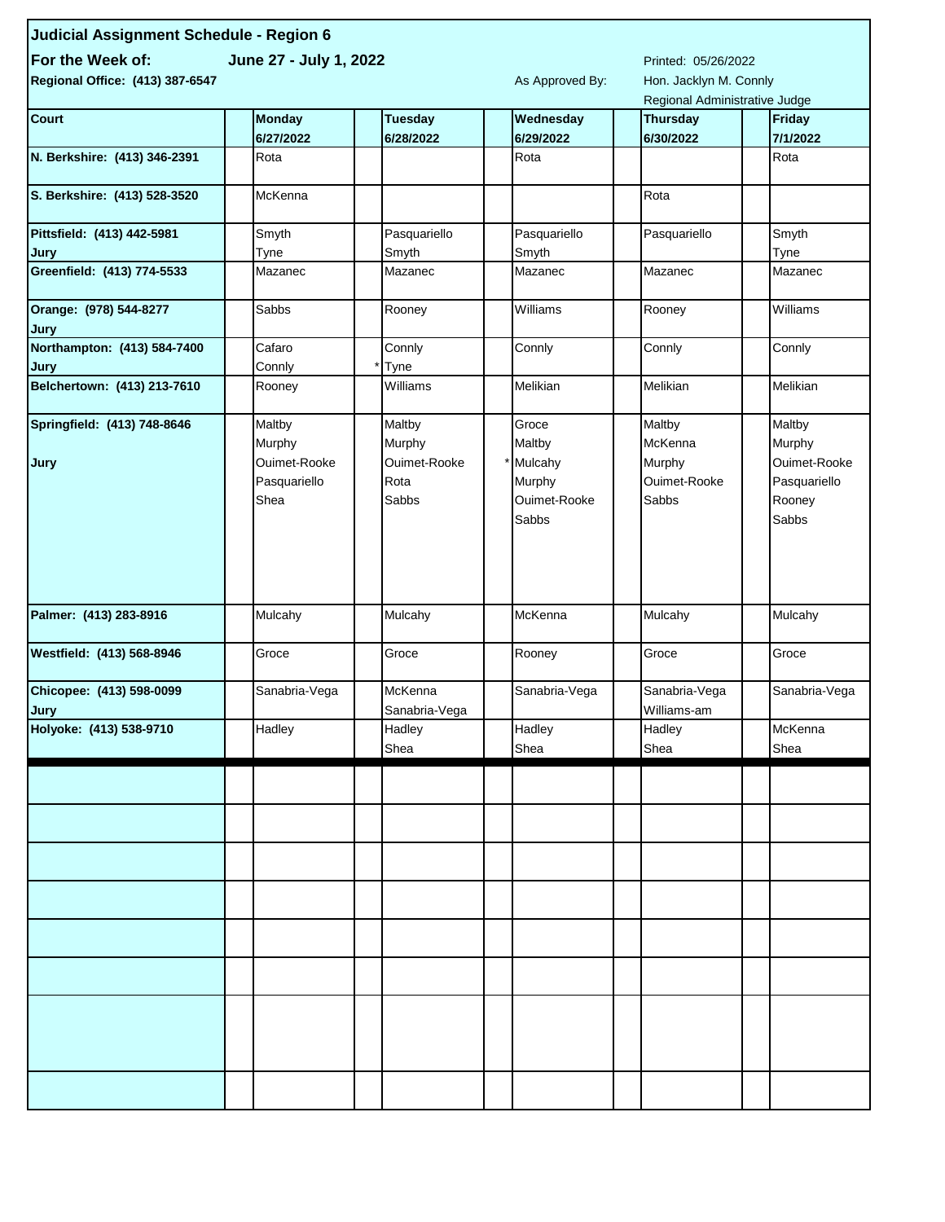**Judicial Assignment Schedule - Region 6**

**For the Week of:** **June 27 - July 1, 2022**

Printed: 05/26/2022

**Regional Office: (413) 387-6547**

As Approved By: Hon. Jacklyn M. Connly, Regional Administrative Judge

| Court | | Monday 6/27/2022 | | Tuesday 6/28/2022 | | Wednesday 6/29/2022 | | Thursday 6/30/2022 | | Friday 7/1/2022 |
|---|---|---|---|---|---|---|---|---|---|---|
| N. Berkshire: (413) 346-2391 | | Rota | | | | Rota | | | | Rota |
| S. Berkshire: (413) 528-3520 | | McKenna | | | | | | Rota | | |
| Pittsfield: (413) 442-5981 | | Smyth | | Pasquariello | | Pasquariello | | Pasquariello | | Smyth |
| Jury | | Tyne | | Smyth | | Smyth | | | | Tyne |
| Greenfield: (413) 774-5533 | | Mazanec | | Mazanec | | Mazanec | | Mazanec | | Mazanec |
| Orange: (978) 544-8277 | | Sabbs | | Rooney | | Williams | | Rooney | | Williams |
| Jury | | | | | | | | | | |
| Northampton: (413) 584-7400 | | Cafaro | | Connly | | Connly | | Connly | | Connly |
| Jury | | Connly | * | Tyne | | | | | | |
| Belchertown: (413) 213-7610 | | Rooney | | Williams | | Melikian | | Melikian | | Melikian |
| Springfield: (413) 748-8646 | | Maltby | | Maltby | | Groce | | Maltby | | Maltby |
| | | Murphy | | Murphy | | Maltby | | McKenna | | Murphy |
| Jury | | Ouimet-Rooke | | Ouimet-Rooke | * | Mulcahy | | Murphy | | Ouimet-Rooke |
| | | Pasquariello | | Rota | | Murphy | | Ouimet-Rooke | | Pasquariello |
| | | Shea | | Sabbs | | Ouimet-Rooke | | Sabbs | | Rooney |
| | | | | | | Sabbs | | | | Sabbs |
| Palmer: (413) 283-8916 | | Mulcahy | | Mulcahy | | McKenna | | Mulcahy | | Mulcahy |
| Westfield: (413) 568-8946 | | Groce | | Groce | | Rooney | | Groce | | Groce |
| Chicopee: (413) 598-0099 | | Sanabria-Vega | | McKenna | | Sanabria-Vega | | Sanabria-Vega | | Sanabria-Vega |
| Jury | | | | Sanabria-Vega | | | | Williams-am | | |
| Holyoke: (413) 538-9710 | | Hadley | | Hadley | | Hadley | | Hadley | | McKenna |
| | | | | Shea | | Shea | | Shea | | Shea |